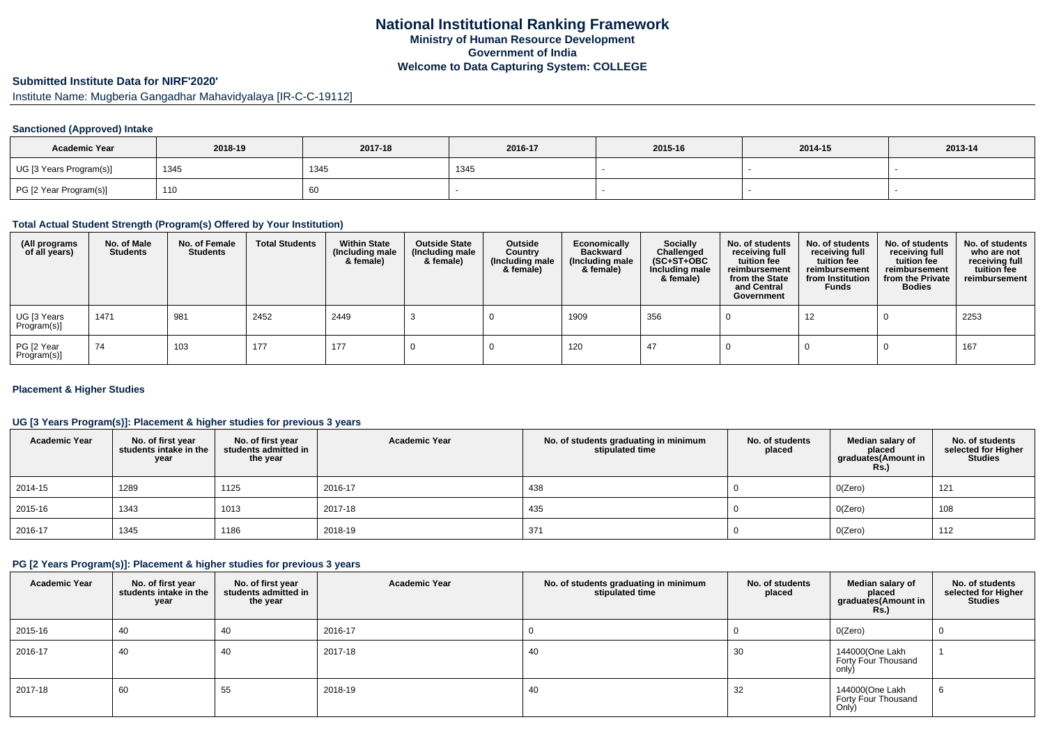# National Institutional Ranking Framework
## Ministry of Human Resource Development
## Government of India
## Welcome to Data Capturing System: COLLEGE

### Submitted Institute Data for NIRF'2020'

Institute Name: Mugberia Gangadhar Mahavidyalaya [IR-C-C-19112]

#### Sanctioned (Approved) Intake

| Academic Year | 2018-19 | 2017-18 | 2016-17 | 2015-16 | 2014-15 | 2013-14 |
|---|---|---|---|---|---|---|
| UG [3 Years Program(s)] | 1345 | 1345 | 1345 | - | - | - |
| PG [2 Year Program(s)] | 110 | 60 | - | - | - | - |

#### Total Actual Student Strength (Program(s) Offered by Your Institution)

| (All programs of all years) | No. of Male Students | No. of Female Students | Total Students | Within State (Including male & female) | Outside State (Including male & female) | Outside Country (Including male & female) | Economically Backward (Including male & female) | Socially Challenged (SC+ST+OBC Including male & female) | No. of students receiving full tuition fee reimbursement from the State and Central Government | No. of students receiving full tuition fee reimbursement from Institution Funds | No. of students receiving full tuition fee reimbursement from the Private Bodies | No. of students who are not receiving full tuition fee reimbursement |
|---|---|---|---|---|---|---|---|---|---|---|---|---|
| UG [3 Years Program(s)] | 1471 | 981 | 2452 | 2449 | 3 | 0 | 1909 | 356 | 0 | 12 | 0 | 2253 |
| PG [2 Year Program(s)] | 74 | 103 | 177 | 177 | 0 | 0 | 120 | 47 | 0 | 0 | 0 | 167 |

#### Placement & Higher Studies

#### UG [3 Years Program(s)]: Placement & higher studies for previous 3 years

| Academic Year | No. of first year students intake in the year | No. of first year students admitted in the year | Academic Year | No. of students graduating in minimum stipulated time | No. of students placed | Median salary of placed graduates(Amount in Rs.) | No. of students selected for Higher Studies |
|---|---|---|---|---|---|---|---|
| 2014-15 | 1289 | 1125 | 2016-17 | 438 | 0 | 0(Zero) | 121 |
| 2015-16 | 1343 | 1013 | 2017-18 | 435 | 0 | 0(Zero) | 108 |
| 2016-17 | 1345 | 1186 | 2018-19 | 371 | 0 | 0(Zero) | 112 |

#### PG [2 Years Program(s)]: Placement & higher studies for previous 3 years

| Academic Year | No. of first year students intake in the year | No. of first year students admitted in the year | Academic Year | No. of students graduating in minimum stipulated time | No. of students placed | Median salary of placed graduates(Amount in Rs.) | No. of students selected for Higher Studies |
|---|---|---|---|---|---|---|---|
| 2015-16 | 40 | 40 | 2016-17 | 0 | 0 | 0(Zero) | 0 |
| 2016-17 | 40 | 40 | 2017-18 | 40 | 30 | 144000(One Lakh Forty Four Thousand only) | 1 |
| 2017-18 | 60 | 55 | 2018-19 | 40 | 32 | 144000(One Lakh Forty Four Thousand Only) | 6 |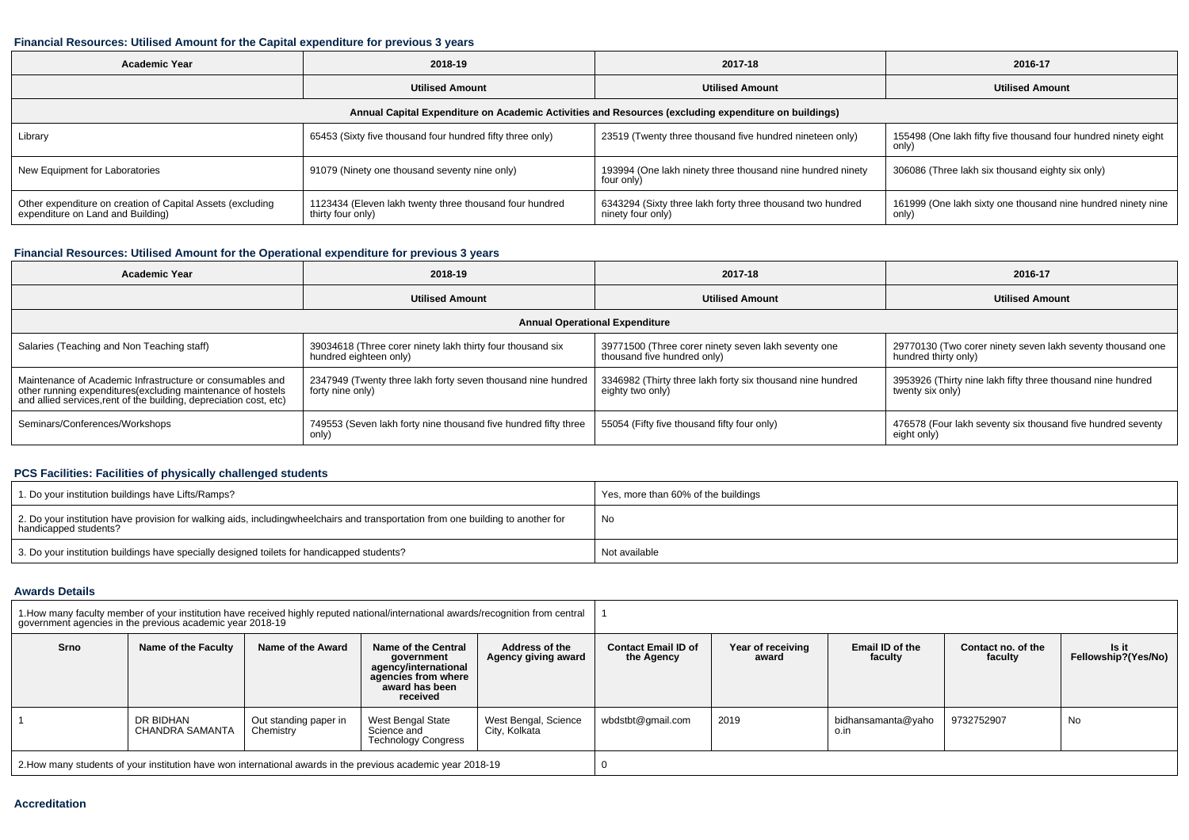### Financial Resources: Utilised Amount for the Capital expenditure for previous 3 years

| Academic Year | 2018-19 | 2017-18 | 2016-17 |
|---|---|---|---|
| | Utilised Amount | Utilised Amount | Utilised Amount |
| Annual Capital Expenditure on Academic Activities and Resources (excluding expenditure on buildings) | | | |
| Library | 65453 (Sixty five thousand four hundred fifty three only) | 23519 (Twenty three thousand five hundred nineteen only) | 155498 (One lakh fifty five thousand four hundred ninety eight only) |
| New Equipment for Laboratories | 91079 (Ninety one thousand seventy nine only) | 193994 (One lakh ninety three thousand nine hundred ninety four only) | 306086 (Three lakh six thousand eighty six only) |
| Other expenditure on creation of Capital Assets (excluding expenditure on Land and Building) | 1123434 (Eleven lakh twenty three thousand four hundred thirty four only) | 6343294 (Sixty three lakh forty three thousand two hundred ninety four only) | 161999 (One lakh sixty one thousand nine hundred ninety nine only) |

### Financial Resources: Utilised Amount for the Operational expenditure for previous 3 years

| Academic Year | 2018-19 | 2017-18 | 2016-17 |
|---|---|---|---|
| | Utilised Amount | Utilised Amount | Utilised Amount |
| Annual Operational Expenditure | | | |
| Salaries (Teaching and Non Teaching staff) | 39034618 (Three corer ninety lakh thirty four thousand six hundred eighteen only) | 39771500 (Three corer ninety seven lakh seventy one thousand five hundred only) | 29770130 (Two corer ninety seven lakh seventy thousand one hundred thirty only) |
| Maintenance of Academic Infrastructure or consumables and other running expenditures(excluding maintenance of hostels and allied services,rent of the building, depreciation cost, etc) | 2347949 (Twenty three lakh forty seven thousand nine hundred forty nine only) | 3346982 (Thirty three lakh forty six thousand nine hundred eighty two only) | 3953926 (Thirty nine lakh fifty three thousand nine hundred twenty six only) |
| Seminars/Conferences/Workshops | 749553 (Seven lakh forty nine thousand five hundred fifty three only) | 55054 (Fifty five thousand fifty four only) | 476578 (Four lakh seventy six thousand five hundred seventy eight only) |

### PCS Facilities: Facilities of physically challenged students

| | |
|---|---|
| 1. Do your institution buildings have Lifts/Ramps? | Yes, more than 60% of the buildings |
| 2. Do your institution have provision for walking aids, includingwheelchairs and transportation from one building to another for handicapped students? | No |
| 3. Do your institution buildings have specially designed toilets for handicapped students? | Not available |

### Awards Details

1.How many faculty member of your institution have received highly reputed national/international awards/recognition from central government agencies in the previous academic year 2018-19: 1

| Srno | Name of the Faculty | Name of the Award | Name of the Central government agency/international agencies from where award has been received | Address of the Agency giving award | Contact Email ID of the Agency | Year of receiving award | Email ID of the faculty | Contact no. of the faculty | Is it Fellowship?(Yes/No) |
|---|---|---|---|---|---|---|---|---|---|
| 1 | DR BIDHAN CHANDRA SAMANTA | Out standing paper in Chemistry | West Bengal State Science and Technology Congress | West Bengal, Science City, Kolkata | wbdstbt@gmail.com | 2019 | bidhansamanta@yahoo.in | 9732752907 | No |

2.How many students of your institution have won international awards in the previous academic year 2018-19: 0

### Accreditation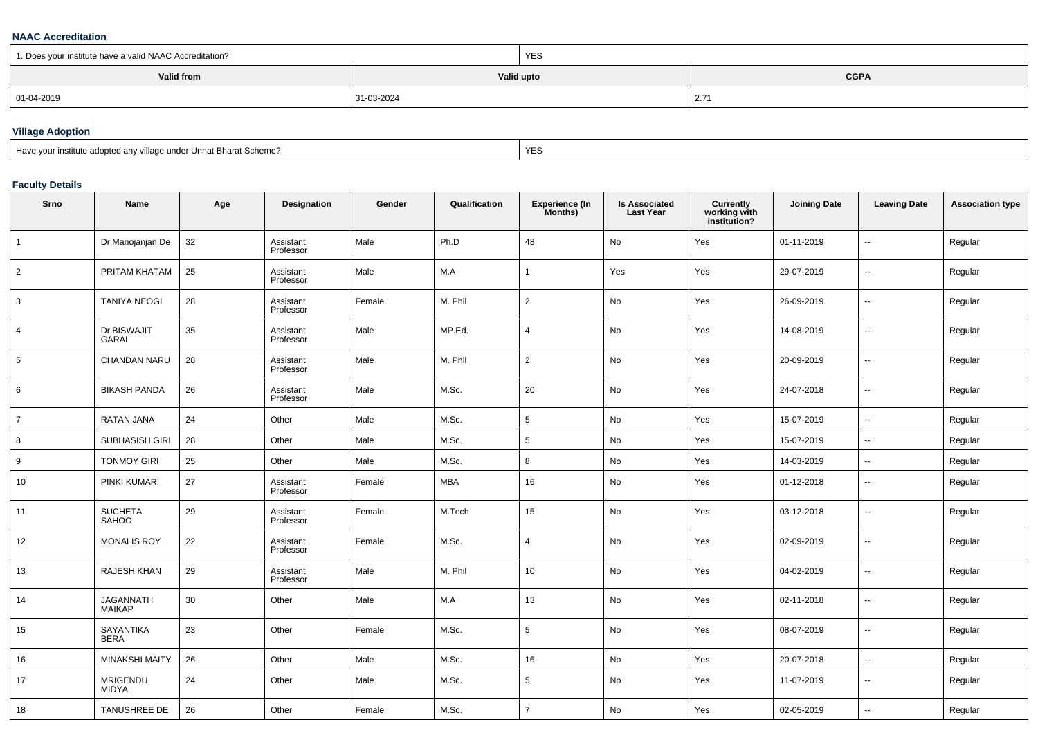### NAAC Accreditation

| 1. Does your institute have a valid NAAC Accreditation? | YES | |
|---|---|---|
| **Valid from** | **Valid upto** | **CGPA** |
| 01-04-2019 | 31-03-2024 | 2.71 |

### Village Adoption

| Have your institute adopted any village under Unnat Bharat Scheme? | YES |
|---|---|

### Faculty Details

| Srno | Name | Age | Designation | Gender | Qualification | Experience (In Months) | Is Associated Last Year | Currently working with institution? | Joining Date | Leaving Date | Association type |
|---|---|---|---|---|---|---|---|---|---|---|---|
| 1 | Dr Manojanjan De | 32 | Assistant Professor | Male | Ph.D | 48 | No | Yes | 01-11-2019 | -- | Regular |
| 2 | PRITAM KHATAM | 25 | Assistant Professor | Male | M.A | 1 | Yes | Yes | 29-07-2019 | -- | Regular |
| 3 | TANIYA NEOGI | 28 | Assistant Professor | Female | M. Phil | 2 | No | Yes | 26-09-2019 | -- | Regular |
| 4 | Dr BISWAJIT GARAI | 35 | Assistant Professor | Male | MP.Ed. | 4 | No | Yes | 14-08-2019 | -- | Regular |
| 5 | CHANDAN NARU | 28 | Assistant Professor | Male | M. Phil | 2 | No | Yes | 20-09-2019 | -- | Regular |
| 6 | BIKASH PANDA | 26 | Assistant Professor | Male | M.Sc. | 20 | No | Yes | 24-07-2018 | -- | Regular |
| 7 | RATAN JANA | 24 | Other | Male | M.Sc. | 5 | No | Yes | 15-07-2019 | -- | Regular |
| 8 | SUBHASISH GIRI | 28 | Other | Male | M.Sc. | 5 | No | Yes | 15-07-2019 | -- | Regular |
| 9 | TONMOY GIRI | 25 | Other | Male | M.Sc. | 8 | No | Yes | 14-03-2019 | -- | Regular |
| 10 | PINKI KUMARI | 27 | Assistant Professor | Female | MBA | 16 | No | Yes | 01-12-2018 | -- | Regular |
| 11 | SUCHETA SAHOO | 29 | Assistant Professor | Female | M.Tech | 15 | No | Yes | 03-12-2018 | -- | Regular |
| 12 | MONALIS ROY | 22 | Assistant Professor | Female | M.Sc. | 4 | No | Yes | 02-09-2019 | -- | Regular |
| 13 | RAJESH KHAN | 29 | Assistant Professor | Male | M. Phil | 10 | No | Yes | 04-02-2019 | -- | Regular |
| 14 | JAGANNATH MAIKAP | 30 | Other | Male | M.A | 13 | No | Yes | 02-11-2018 | -- | Regular |
| 15 | SAYANTIKA BERA | 23 | Other | Female | M.Sc. | 5 | No | Yes | 08-07-2019 | -- | Regular |
| 16 | MINAKSHI MAITY | 26 | Other | Male | M.Sc. | 16 | No | Yes | 20-07-2018 | -- | Regular |
| 17 | MRIGENDU MIDYA | 24 | Other | Male | M.Sc. | 5 | No | Yes | 11-07-2019 | -- | Regular |
| 18 | TANUSHREE DE | 26 | Other | Female | M.Sc. | 7 | No | Yes | 02-05-2019 | -- | Regular |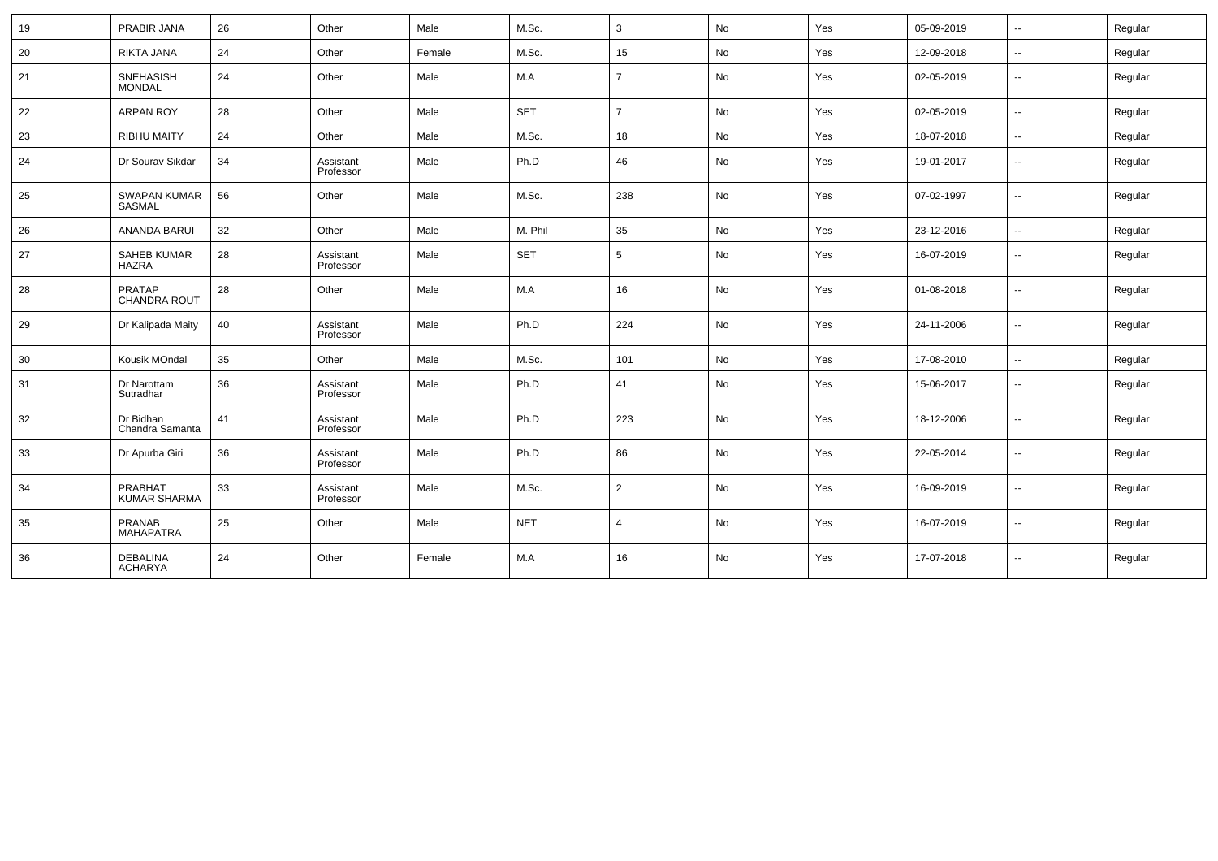| | | | | | | | | | | | |
|---|---|---|---|---|---|---|---|---|---|---|---|
| 19 | PRABIR JANA | 26 | Other | Male | M.Sc. | 3 | No | Yes | 05-09-2019 | -- | Regular |
| 20 | RIKTA JANA | 24 | Other | Female | M.Sc. | 15 | No | Yes | 12-09-2018 | -- | Regular |
| 21 | SNEHASISH MONDAL | 24 | Other | Male | M.A | 7 | No | Yes | 02-05-2019 | -- | Regular |
| 22 | ARPAN ROY | 28 | Other | Male | SET | 7 | No | Yes | 02-05-2019 | -- | Regular |
| 23 | RIBHU MAITY | 24 | Other | Male | M.Sc. | 18 | No | Yes | 18-07-2018 | -- | Regular |
| 24 | Dr Sourav Sikdar | 34 | Assistant Professor | Male | Ph.D | 46 | No | Yes | 19-01-2017 | -- | Regular |
| 25 | SWAPAN KUMAR SASMAL | 56 | Other | Male | M.Sc. | 238 | No | Yes | 07-02-1997 | -- | Regular |
| 26 | ANANDA BARUI | 32 | Other | Male | M. Phil | 35 | No | Yes | 23-12-2016 | -- | Regular |
| 27 | SAHEB KUMAR HAZRA | 28 | Assistant Professor | Male | SET | 5 | No | Yes | 16-07-2019 | -- | Regular |
| 28 | PRATAP CHANDRA ROUT | 28 | Other | Male | M.A | 16 | No | Yes | 01-08-2018 | -- | Regular |
| 29 | Dr Kalipada Maity | 40 | Assistant Professor | Male | Ph.D | 224 | No | Yes | 24-11-2006 | -- | Regular |
| 30 | Kousik MOndal | 35 | Other | Male | M.Sc. | 101 | No | Yes | 17-08-2010 | -- | Regular |
| 31 | Dr Narottam Sutradhar | 36 | Assistant Professor | Male | Ph.D | 41 | No | Yes | 15-06-2017 | -- | Regular |
| 32 | Dr Bidhan Chandra Samanta | 41 | Assistant Professor | Male | Ph.D | 223 | No | Yes | 18-12-2006 | -- | Regular |
| 33 | Dr Apurba Giri | 36 | Assistant Professor | Male | Ph.D | 86 | No | Yes | 22-05-2014 | -- | Regular |
| 34 | PRABHAT KUMAR SHARMA | 33 | Assistant Professor | Male | M.Sc. | 2 | No | Yes | 16-09-2019 | -- | Regular |
| 35 | PRANAB MAHAPATRA | 25 | Other | Male | NET | 4 | No | Yes | 16-07-2019 | -- | Regular |
| 36 | DEBALINA ACHARYA | 24 | Other | Female | M.A | 16 | No | Yes | 17-07-2018 | -- | Regular |